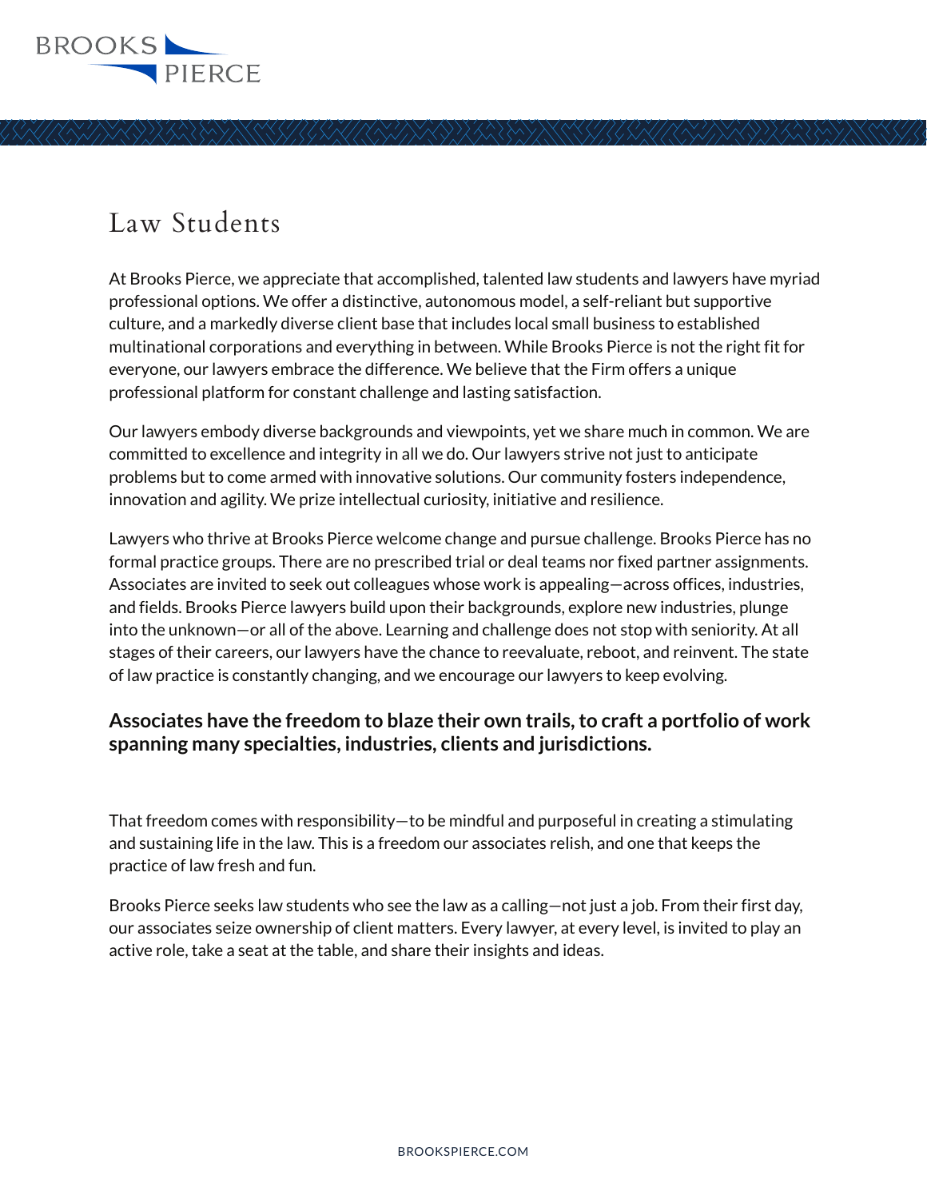# Law Students

At Brooks Pierce, we appreciate that accomplished, talented law students and lawyers have myriad professional options. We offer a distinctive, autonomous model, a self-reliant but supportive culture, and a markedly diverse client base that includes local small business to established multinational corporations and everything in between. While Brooks Pierce is not the right fit for everyone, our lawyers embrace the difference. We believe that the Firm offers a unique professional platform for constant challenge and lasting satisfaction.

Our lawyers embody diverse backgrounds and viewpoints, yet we share much in common. We are committed to excellence and integrity in all we do. Our lawyers strive not just to anticipate problems but to come armed with innovative solutions. Our community fosters independence, innovation and agility. We prize intellectual curiosity, initiative and resilience.

Lawyers who thrive at Brooks Pierce welcome change and pursue challenge. Brooks Pierce has no formal practice groups. There are no prescribed trial or deal teams nor fixed partner assignments. Associates are invited to seek out colleagues whose work is appealing—across offices, industries, and fields. Brooks Pierce lawyers build upon their backgrounds, explore new industries, plunge into the unknown—or all of the above. Learning and challenge does not stop with seniority. At all stages of their careers, our lawyers have the chance to reevaluate, reboot, and reinvent. The state of law practice is constantly changing, and we encourage our lawyers to keep evolving.

**Associates have the freedom to blaze their own trails, to craft a portfolio of work spanning many specialties, industries, clients and jurisdictions.**

That freedom comes with responsibility—to be mindful and purposeful in creating a stimulating and sustaining life in the law. This is a freedom our associates relish, and one that keeps the practice of law fresh and fun.

Brooks Pierce seeks law students who see the law as a calling—not just a job. From their first day, our associates seize ownership of client matters. Every lawyer, at every level, is invited to play an active role, take a seat at the table, and share their insights and ideas.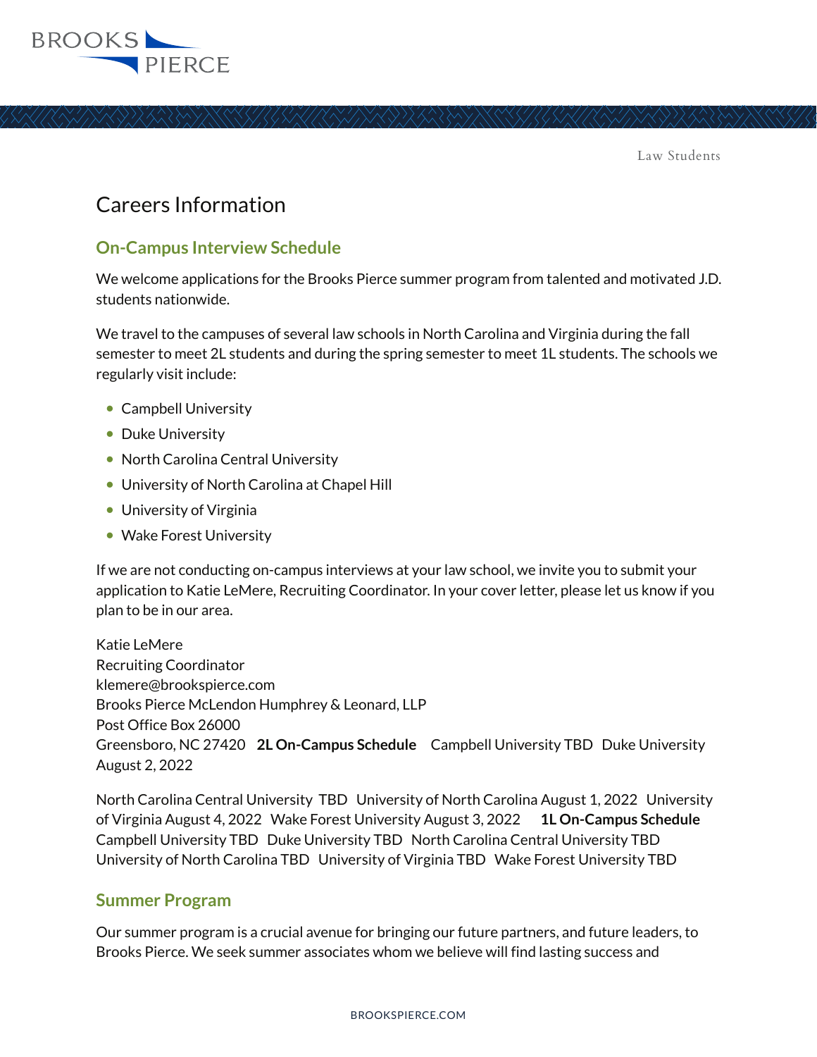Law Students

# Careers Information

## On-Campus Interview Schedule

We welcome applications for the Brooks Pierce summer program from talented and motivated J.D. students nationwide.

We travel to the campuses of several law schools in North Carolina and Virginia during the fall semester to meet 2L students and during the spring semester to meet 1L students. The schools we regularly visit include:

- Campbell University
- Duke University
- North Carolina Central University
- University of North Carolina at Chapel Hill
- University of Virginia
- Wake Forest University

If we are not conducting on-campus interviews at your law school, we invite you to submit your application to Katie LeMere, Recruiting Coordinator. In your cover letter, please let us know if you plan to be in our area.

Katie LeMere
Recruiting Coordinator
klemere@brookspierce.com
Brooks Pierce McLendon Humphrey & Leonard, LLP
Post Office Box 26000
Greensboro, NC 27420 **2L On-Campus Schedule** Campbell University TBD Duke University August 2, 2022

North Carolina Central University TBD University of North Carolina August 1, 2022 University of Virginia August 4, 2022 Wake Forest University August 3, 2022 **1L On-Campus Schedule** Campbell University TBD Duke University TBD North Carolina Central University TBD University of North Carolina TBD University of Virginia TBD Wake Forest University TBD

## Summer Program

Our summer program is a crucial avenue for bringing our future partners, and future leaders, to Brooks Pierce. We seek summer associates whom we believe will find lasting success and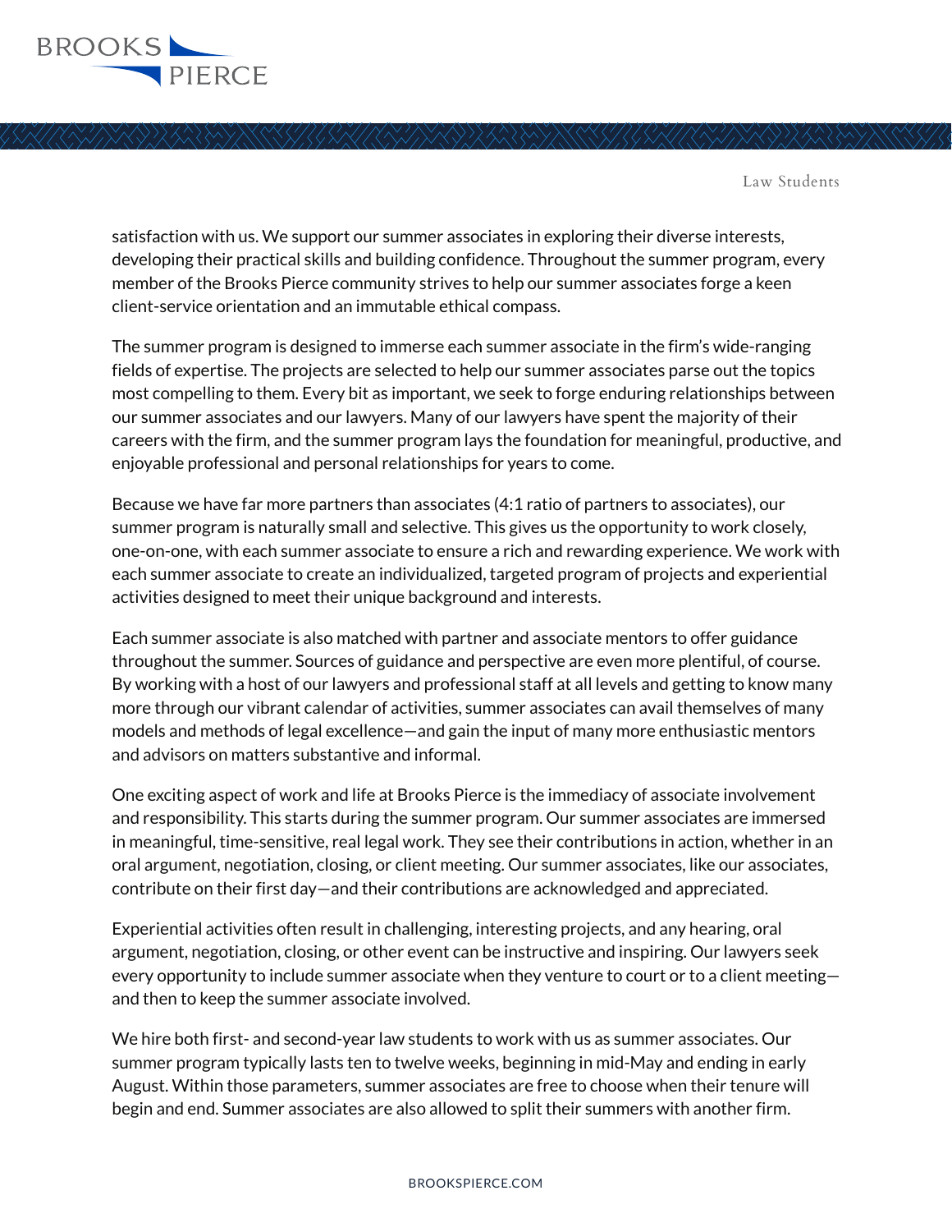satisfaction with us. We support our summer associates in exploring their diverse interests, developing their practical skills and building confidence. Throughout the summer program, every member of the Brooks Pierce community strives to help our summer associates forge a keen client-service orientation and an immutable ethical compass.

The summer program is designed to immerse each summer associate in the firm's wide-ranging fields of expertise. The projects are selected to help our summer associates parse out the topics most compelling to them. Every bit as important, we seek to forge enduring relationships between our summer associates and our lawyers. Many of our lawyers have spent the majority of their careers with the firm, and the summer program lays the foundation for meaningful, productive, and enjoyable professional and personal relationships for years to come.

Because we have far more partners than associates (4:1 ratio of partners to associates), our summer program is naturally small and selective. This gives us the opportunity to work closely, one-on-one, with each summer associate to ensure a rich and rewarding experience. We work with each summer associate to create an individualized, targeted program of projects and experiential activities designed to meet their unique background and interests.

Each summer associate is also matched with partner and associate mentors to offer guidance throughout the summer. Sources of guidance and perspective are even more plentiful, of course. By working with a host of our lawyers and professional staff at all levels and getting to know many more through our vibrant calendar of activities, summer associates can avail themselves of many models and methods of legal excellence—and gain the input of many more enthusiastic mentors and advisors on matters substantive and informal.

One exciting aspect of work and life at Brooks Pierce is the immediacy of associate involvement and responsibility. This starts during the summer program. Our summer associates are immersed in meaningful, time-sensitive, real legal work. They see their contributions in action, whether in an oral argument, negotiation, closing, or client meeting. Our summer associates, like our associates, contribute on their first day—and their contributions are acknowledged and appreciated.

Experiential activities often result in challenging, interesting projects, and any hearing, oral argument, negotiation, closing, or other event can be instructive and inspiring. Our lawyers seek every opportunity to include summer associate when they venture to court or to a client meeting—and then to keep the summer associate involved.

We hire both first- and second-year law students to work with us as summer associates. Our summer program typically lasts ten to twelve weeks, beginning in mid-May and ending in early August. Within those parameters, summer associates are free to choose when their tenure will begin and end. Summer associates are also allowed to split their summers with another firm.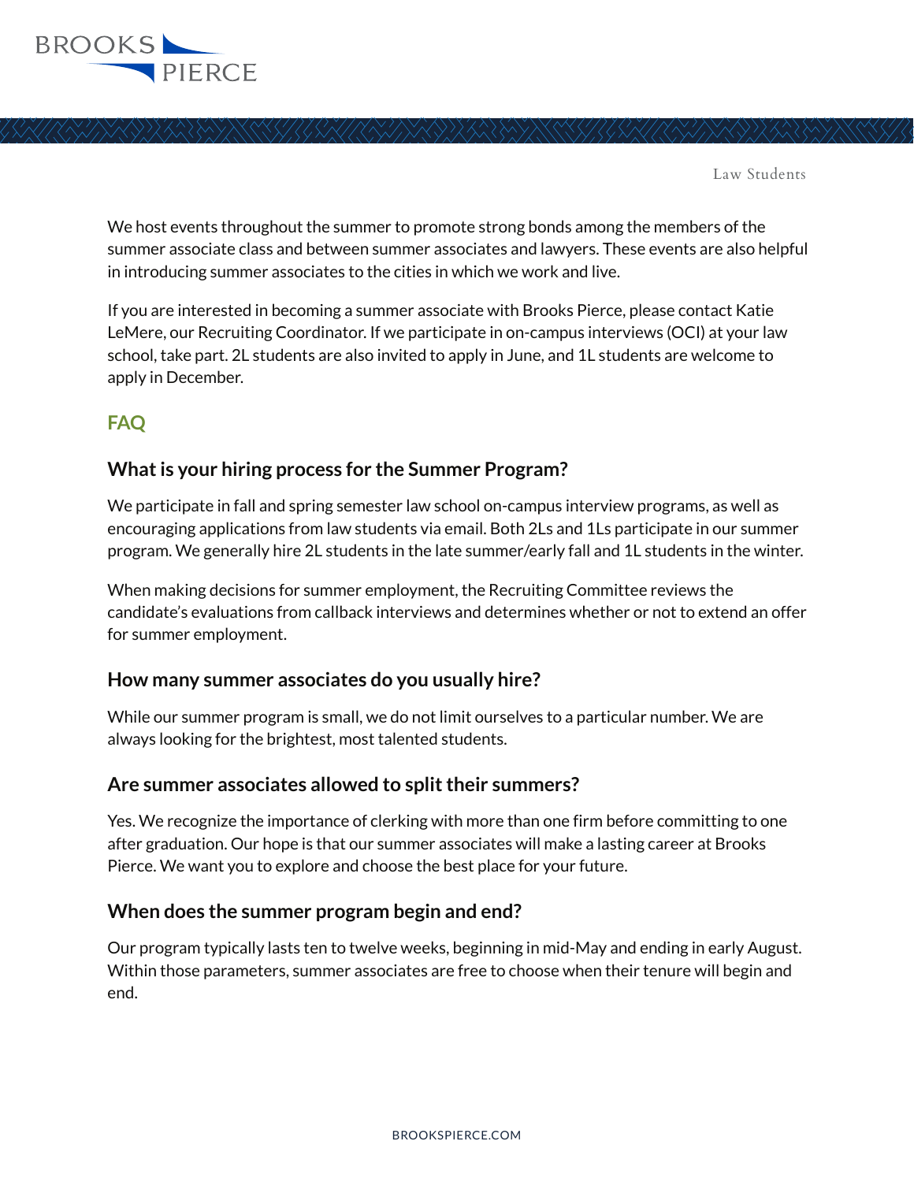We host events throughout the summer to promote strong bonds among the members of the summer associate class and between summer associates and lawyers. These events are also helpful in introducing summer associates to the cities in which we work and live.

If you are interested in becoming a summer associate with Brooks Pierce, please contact Katie LeMere, our Recruiting Coordinator. If we participate in on-campus interviews (OCI) at your law school, take part. 2L students are also invited to apply in June, and 1L students are welcome to apply in December.

## FAQ

### What is your hiring process for the Summer Program?

We participate in fall and spring semester law school on-campus interview programs, as well as encouraging applications from law students via email. Both 2Ls and 1Ls participate in our summer program. We generally hire 2L students in the late summer/early fall and 1L students in the winter.

When making decisions for summer employment, the Recruiting Committee reviews the candidate's evaluations from callback interviews and determines whether or not to extend an offer for summer employment.

### How many summer associates do you usually hire?

While our summer program is small, we do not limit ourselves to a particular number. We are always looking for the brightest, most talented students.

### Are summer associates allowed to split their summers?

Yes. We recognize the importance of clerking with more than one firm before committing to one after graduation. Our hope is that our summer associates will make a lasting career at Brooks Pierce. We want you to explore and choose the best place for your future.

### When does the summer program begin and end?

Our program typically lasts ten to twelve weeks, beginning in mid-May and ending in early August. Within those parameters, summer associates are free to choose when their tenure will begin and end.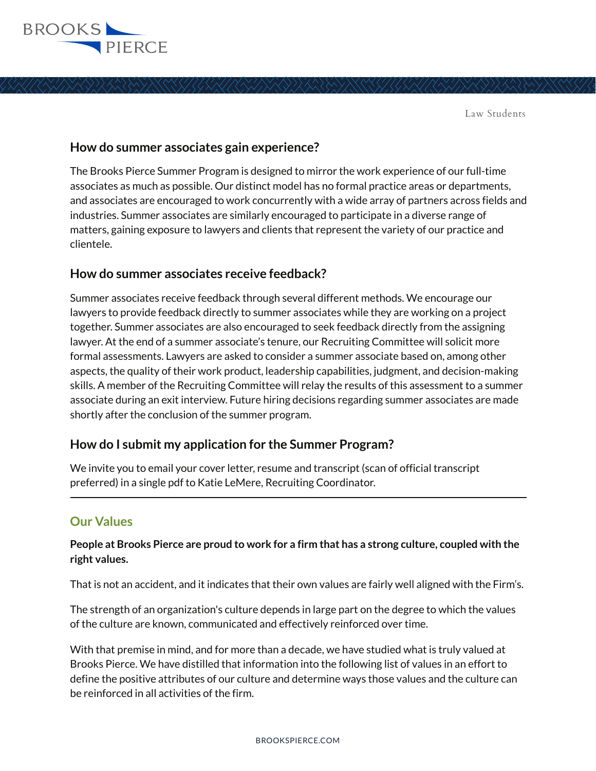### How do summer associates gain experience?

The Brooks Pierce Summer Program is designed to mirror the work experience of our full-time associates as much as possible. Our distinct model has no formal practice areas or departments, and associates are encouraged to work concurrently with a wide array of partners across fields and industries. Summer associates are similarly encouraged to participate in a diverse range of matters, gaining exposure to lawyers and clients that represent the variety of our practice and clientele.

### How do summer associates receive feedback?

Summer associates receive feedback through several different methods. We encourage our lawyers to provide feedback directly to summer associates while they are working on a project together. Summer associates are also encouraged to seek feedback directly from the assigning lawyer. At the end of a summer associate's tenure, our Recruiting Committee will solicit more formal assessments. Lawyers are asked to consider a summer associate based on, among other aspects, the quality of their work product, leadership capabilities, judgment, and decision-making skills. A member of the Recruiting Committee will relay the results of this assessment to a summer associate during an exit interview. Future hiring decisions regarding summer associates are made shortly after the conclusion of the summer program.

### How do I submit my application for the Summer Program?

We invite you to email your cover letter, resume and transcript (scan of official transcript preferred) in a single pdf to Katie LeMere, Recruiting Coordinator.

---

## Our Values

**People at Brooks Pierce are proud to work for a firm that has a strong culture, coupled with the right values.**

That is not an accident, and it indicates that their own values are fairly well aligned with the Firm's.

The strength of an organization's culture depends in large part on the degree to which the values of the culture are known, communicated and effectively reinforced over time.

With that premise in mind, and for more than a decade, we have studied what is truly valued at Brooks Pierce. We have distilled that information into the following list of values in an effort to define the positive attributes of our culture and determine ways those values and the culture can be reinforced in all activities of the firm.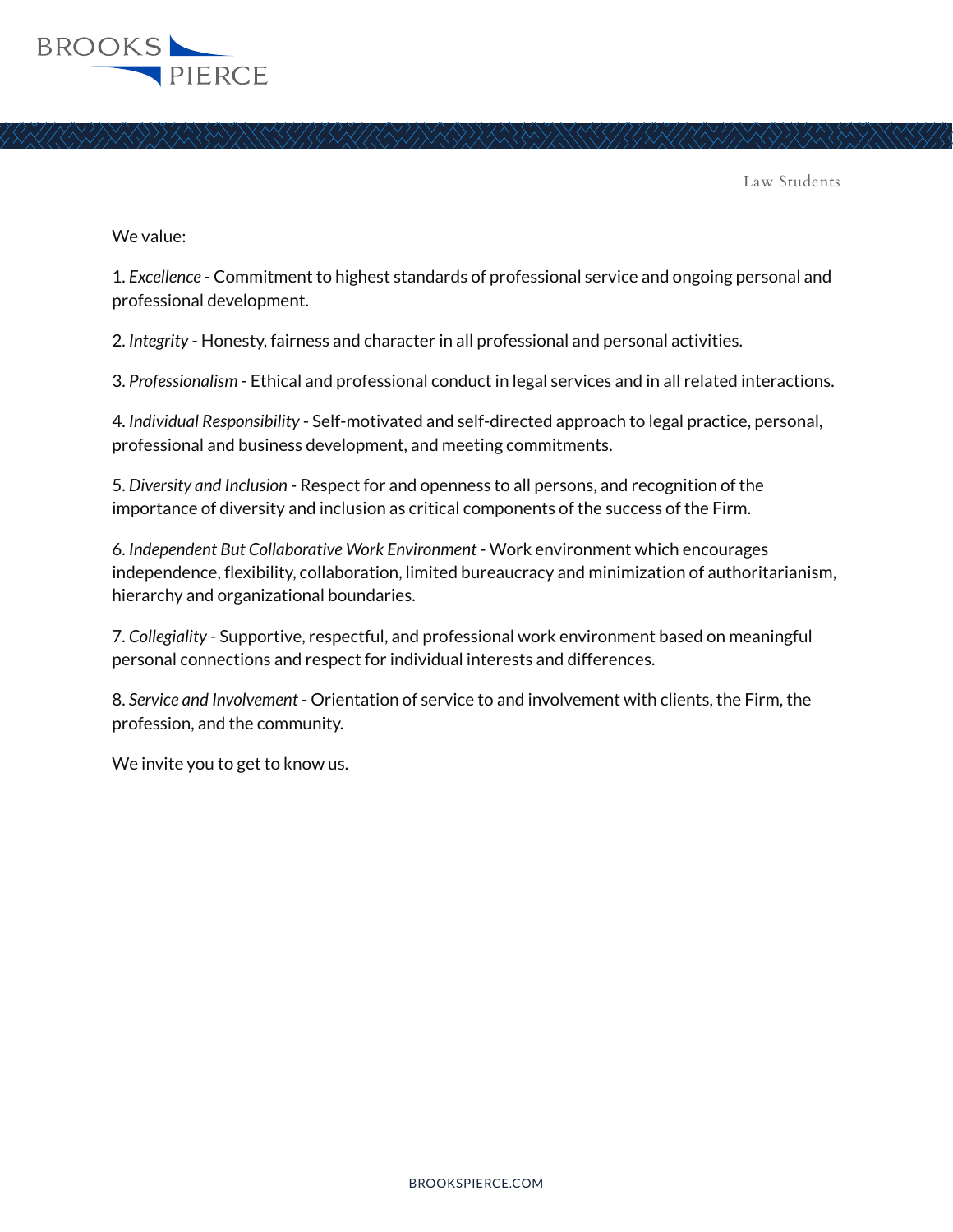We value:

1. *Excellence* - Commitment to highest standards of professional service and ongoing personal and professional development.

2. *Integrity* - Honesty, fairness and character in all professional and personal activities.

3. *Professionalism* - Ethical and professional conduct in legal services and in all related interactions.

4. *Individual Responsibility* - Self-motivated and self-directed approach to legal practice, personal, professional and business development, and meeting commitments.

5. *Diversity and Inclusion* - Respect for and openness to all persons, and recognition of the importance of diversity and inclusion as critical components of the success of the Firm.

6. *Independent But Collaborative Work Environment* - Work environment which encourages independence, flexibility, collaboration, limited bureaucracy and minimization of authoritarianism, hierarchy and organizational boundaries.

7. *Collegiality* - Supportive, respectful, and professional work environment based on meaningful personal connections and respect for individual interests and differences.

8. *Service and Involvement* - Orientation of service to and involvement with clients, the Firm, the profession, and the community.

We invite you to get to know us.